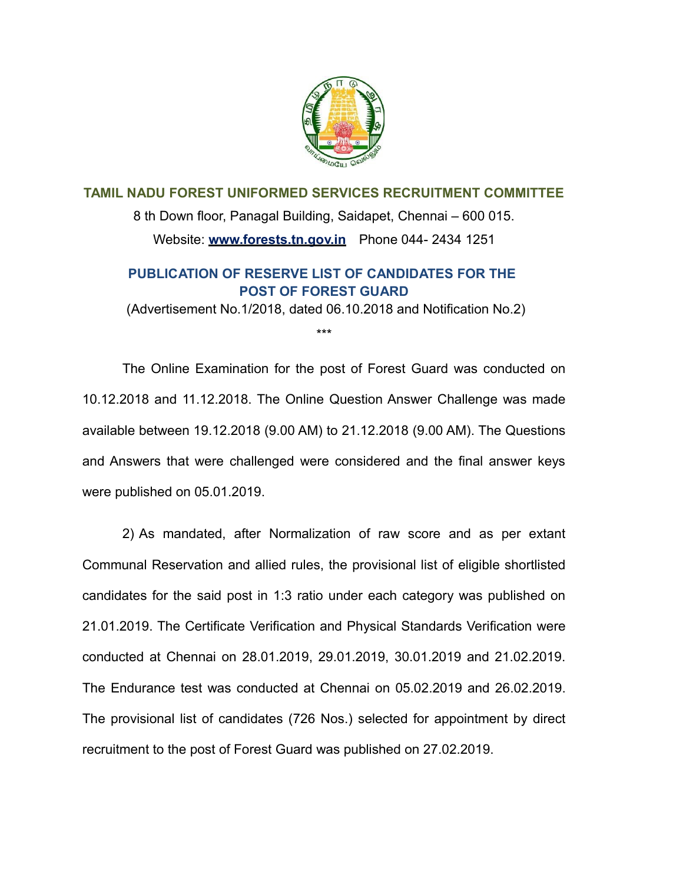## TAMIL NADU FOREST UNIFORMED SERVICES RECRUITMENT COMMITTEE

8 th Down floor, Panagal Building, Saidapet, Chennai – 600 015.

Website: **www.forests.tn.gov.in** Phone 044- 2434 1251

### PUBLICATION OF RESERVE LIST OF CANDIDATES FOR THE POST OF FOREST GUARD

(Advertisement No.1/2018, dated 06.10.2018 and Notification No.2)

***

The Online Examination for the post of Forest Guard was conducted on 10.12.2018 and 11.12.2018. The Online Question Answer Challenge was made available between 19.12.2018 (9.00 AM) to 21.12.2018 (9.00 AM). The Questions and Answers that were challenged were considered and the final answer keys were published on 05.01.2019.

2) As mandated, after Normalization of raw score and as per extant Communal Reservation and allied rules, the provisional list of eligible shortlisted candidates for the said post in 1:3 ratio under each category was published on 21.01.2019. The Certificate Verification and Physical Standards Verification were conducted at Chennai on 28.01.2019, 29.01.2019, 30.01.2019 and 21.02.2019. The Endurance test was conducted at Chennai on 05.02.2019 and 26.02.2019. The provisional list of candidates (726 Nos.) selected for appointment by direct recruitment to the post of Forest Guard was published on 27.02.2019.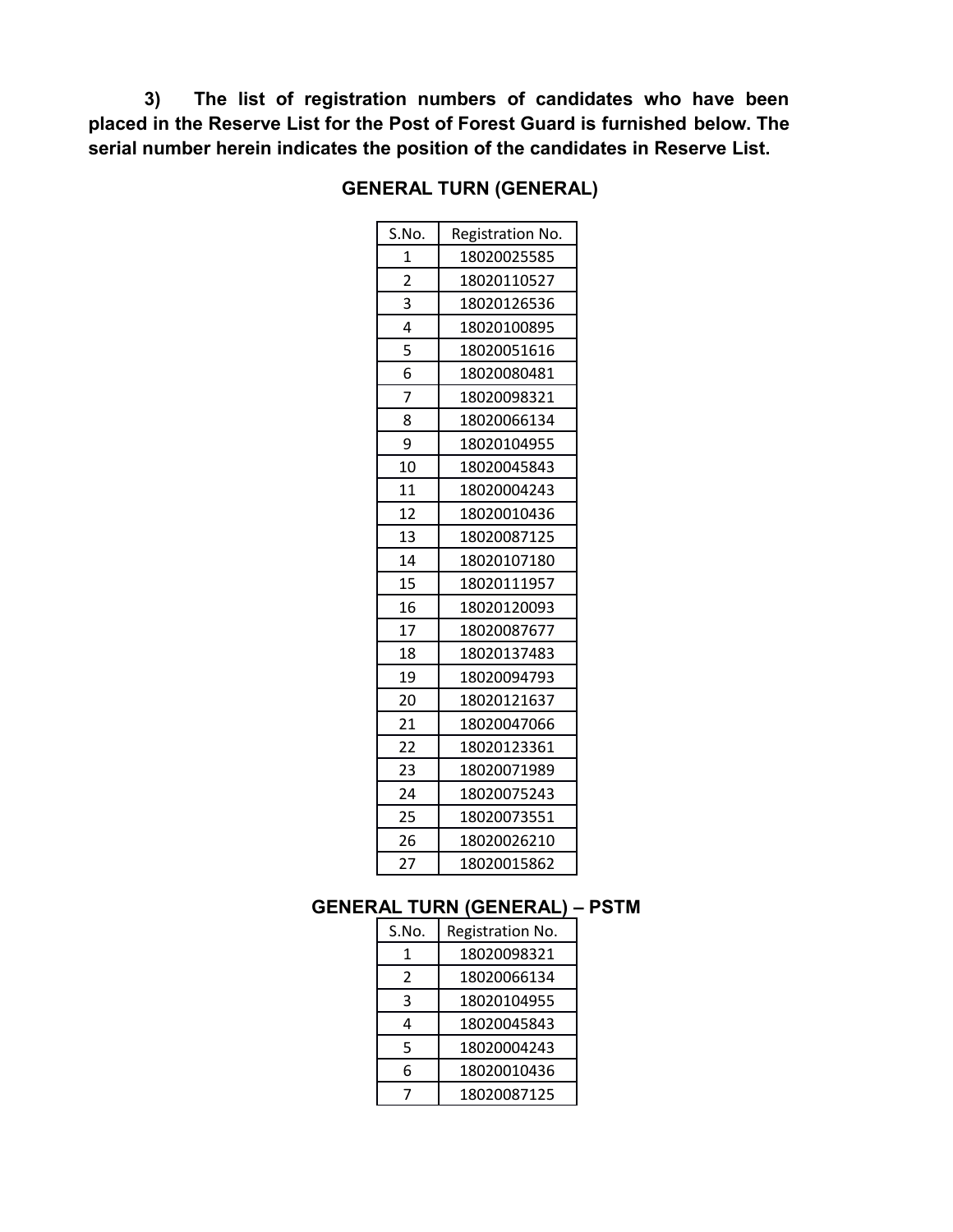**3) The list of registration numbers of candidates who have been placed in the Reserve List for the Post of Forest Guard is furnished below. The serial number herein indicates the position of the candidates in Reserve List.**

### GENERAL TURN (GENERAL)

| S.No. | Registration No. |
|---|---|
| 1 | 18020025585 |
| 2 | 18020110527 |
| 3 | 18020126536 |
| 4 | 18020100895 |
| 5 | 18020051616 |
| 6 | 18020080481 |
| 7 | 18020098321 |
| 8 | 18020066134 |
| 9 | 18020104955 |
| 10 | 18020045843 |
| 11 | 18020004243 |
| 12 | 18020010436 |
| 13 | 18020087125 |
| 14 | 18020107180 |
| 15 | 18020111957 |
| 16 | 18020120093 |
| 17 | 18020087677 |
| 18 | 18020137483 |
| 19 | 18020094793 |
| 20 | 18020121637 |
| 21 | 18020047066 |
| 22 | 18020123361 |
| 23 | 18020071989 |
| 24 | 18020075243 |
| 25 | 18020073551 |
| 26 | 18020026210 |
| 27 | 18020015862 |

### GENERAL TURN (GENERAL) – PSTM

| S.No. | Registration No. |
|---|---|
| 1 | 18020098321 |
| 2 | 18020066134 |
| 3 | 18020104955 |
| 4 | 18020045843 |
| 5 | 18020004243 |
| 6 | 18020010436 |
| 7 | 18020087125 |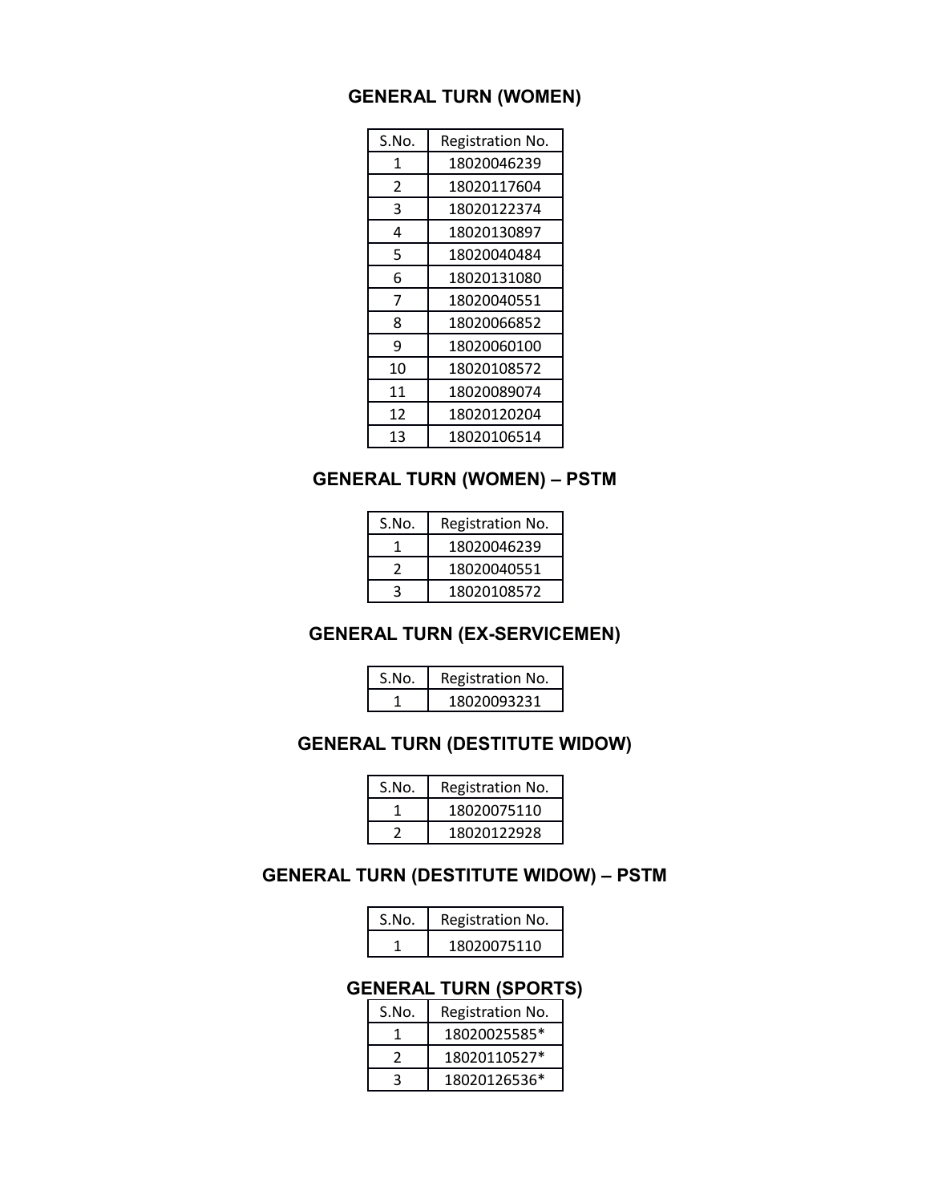## GENERAL TURN (WOMEN)

| S.No. | Registration No. |
|---|---|
| 1 | 18020046239 |
| 2 | 18020117604 |
| 3 | 18020122374 |
| 4 | 18020130897 |
| 5 | 18020040484 |
| 6 | 18020131080 |
| 7 | 18020040551 |
| 8 | 18020066852 |
| 9 | 18020060100 |
| 10 | 18020108572 |
| 11 | 18020089074 |
| 12 | 18020120204 |
| 13 | 18020106514 |

## GENERAL TURN (WOMEN) – PSTM

| S.No. | Registration No. |
|---|---|
| 1 | 18020046239 |
| 2 | 18020040551 |
| 3 | 18020108572 |

## GENERAL TURN (EX-SERVICEMEN)

| S.No. | Registration No. |
|---|---|
| 1 | 18020093231 |

## GENERAL TURN (DESTITUTE WIDOW)

| S.No. | Registration No. |
|---|---|
| 1 | 18020075110 |
| 2 | 18020122928 |

## GENERAL TURN (DESTITUTE WIDOW) – PSTM

| S.No. | Registration No. |
|---|---|
| 1 | 18020075110 |

## GENERAL TURN (SPORTS)

| S.No. | Registration No. |
|---|---|
| 1 | 18020025585* |
| 2 | 18020110527* |
| 3 | 18020126536* |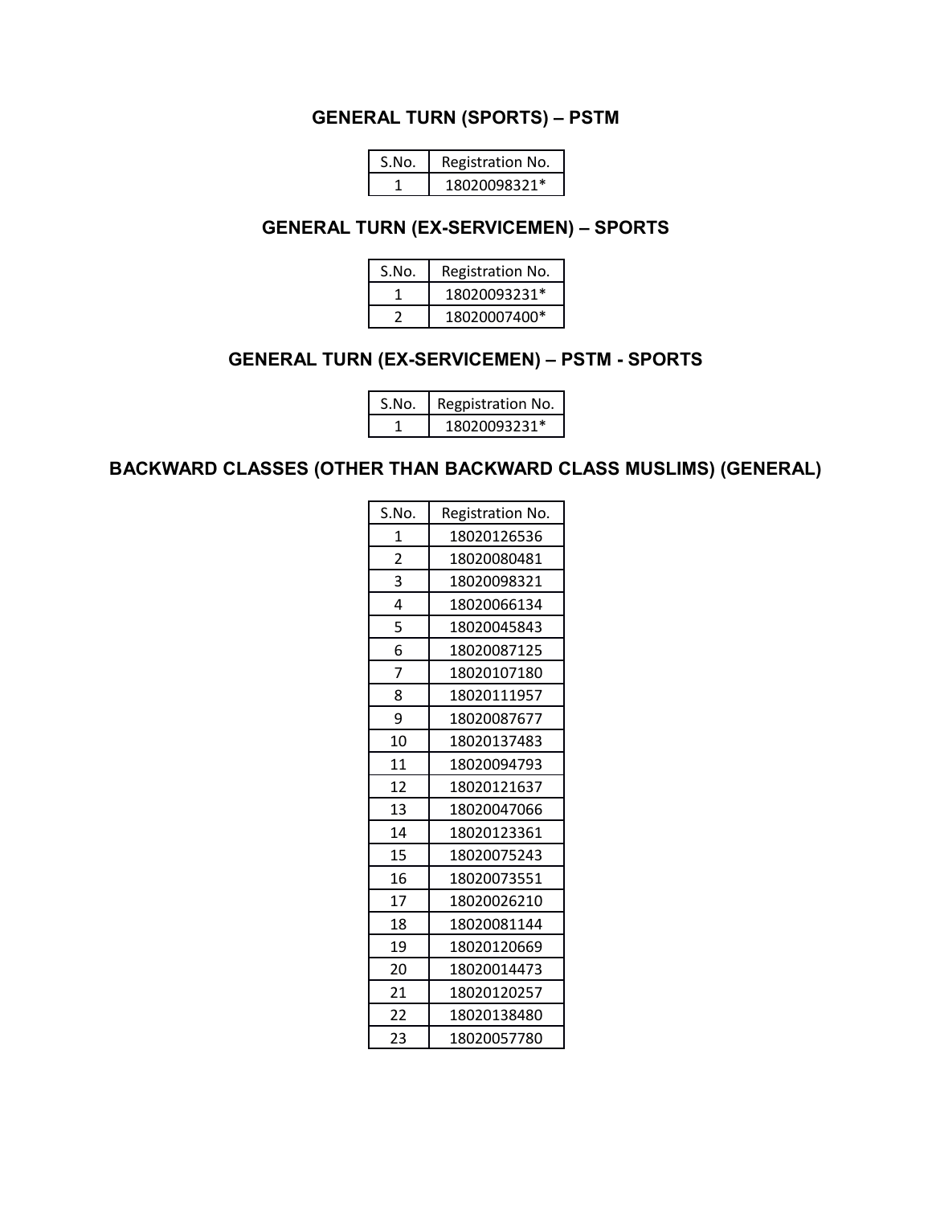## GENERAL TURN (SPORTS) – PSTM

| S.No. | Registration No. |
|---|---|
| 1 | 18020098321* |

## GENERAL TURN (EX-SERVICEMEN) – SPORTS

| S.No. | Registration No. |
|---|---|
| 1 | 18020093231* |
| 2 | 18020007400* |

## GENERAL TURN (EX-SERVICEMEN) – PSTM - SPORTS

| S.No. | Regpistration No. |
|---|---|
| 1 | 18020093231* |

## BACKWARD CLASSES (OTHER THAN BACKWARD CLASS MUSLIMS) (GENERAL)

| S.No. | Registration No. |
|---|---|
| 1 | 18020126536 |
| 2 | 18020080481 |
| 3 | 18020098321 |
| 4 | 18020066134 |
| 5 | 18020045843 |
| 6 | 18020087125 |
| 7 | 18020107180 |
| 8 | 18020111957 |
| 9 | 18020087677 |
| 10 | 18020137483 |
| 11 | 18020094793 |
| 12 | 18020121637 |
| 13 | 18020047066 |
| 14 | 18020123361 |
| 15 | 18020075243 |
| 16 | 18020073551 |
| 17 | 18020026210 |
| 18 | 18020081144 |
| 19 | 18020120669 |
| 20 | 18020014473 |
| 21 | 18020120257 |
| 22 | 18020138480 |
| 23 | 18020057780 |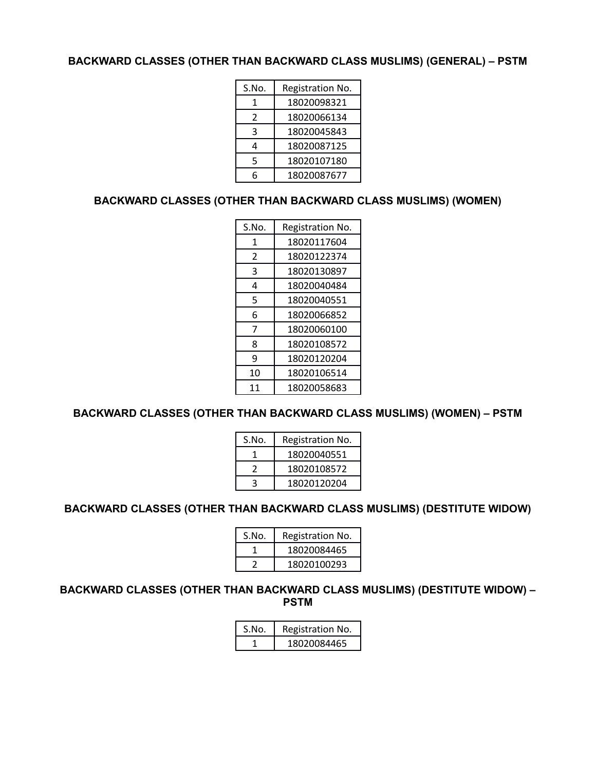### BACKWARD CLASSES (OTHER THAN BACKWARD CLASS MUSLIMS) (GENERAL) – PSTM

| S.No. | Registration No. |
|---|---|
| 1 | 18020098321 |
| 2 | 18020066134 |
| 3 | 18020045843 |
| 4 | 18020087125 |
| 5 | 18020107180 |
| 6 | 18020087677 |

### BACKWARD CLASSES (OTHER THAN BACKWARD CLASS MUSLIMS) (WOMEN)

| S.No. | Registration No. |
|---|---|
| 1 | 18020117604 |
| 2 | 18020122374 |
| 3 | 18020130897 |
| 4 | 18020040484 |
| 5 | 18020040551 |
| 6 | 18020066852 |
| 7 | 18020060100 |
| 8 | 18020108572 |
| 9 | 18020120204 |
| 10 | 18020106514 |
| 11 | 18020058683 |

### BACKWARD CLASSES (OTHER THAN BACKWARD CLASS MUSLIMS) (WOMEN) – PSTM

| S.No. | Registration No. |
|---|---|
| 1 | 18020040551 |
| 2 | 18020108572 |
| 3 | 18020120204 |

### BACKWARD CLASSES (OTHER THAN BACKWARD CLASS MUSLIMS) (DESTITUTE WIDOW)

| S.No. | Registration No. |
|---|---|
| 1 | 18020084465 |
| 2 | 18020100293 |

### BACKWARD CLASSES (OTHER THAN BACKWARD CLASS MUSLIMS) (DESTITUTE WIDOW) – PSTM

| S.No. | Registration No. |
|---|---|
| 1 | 18020084465 |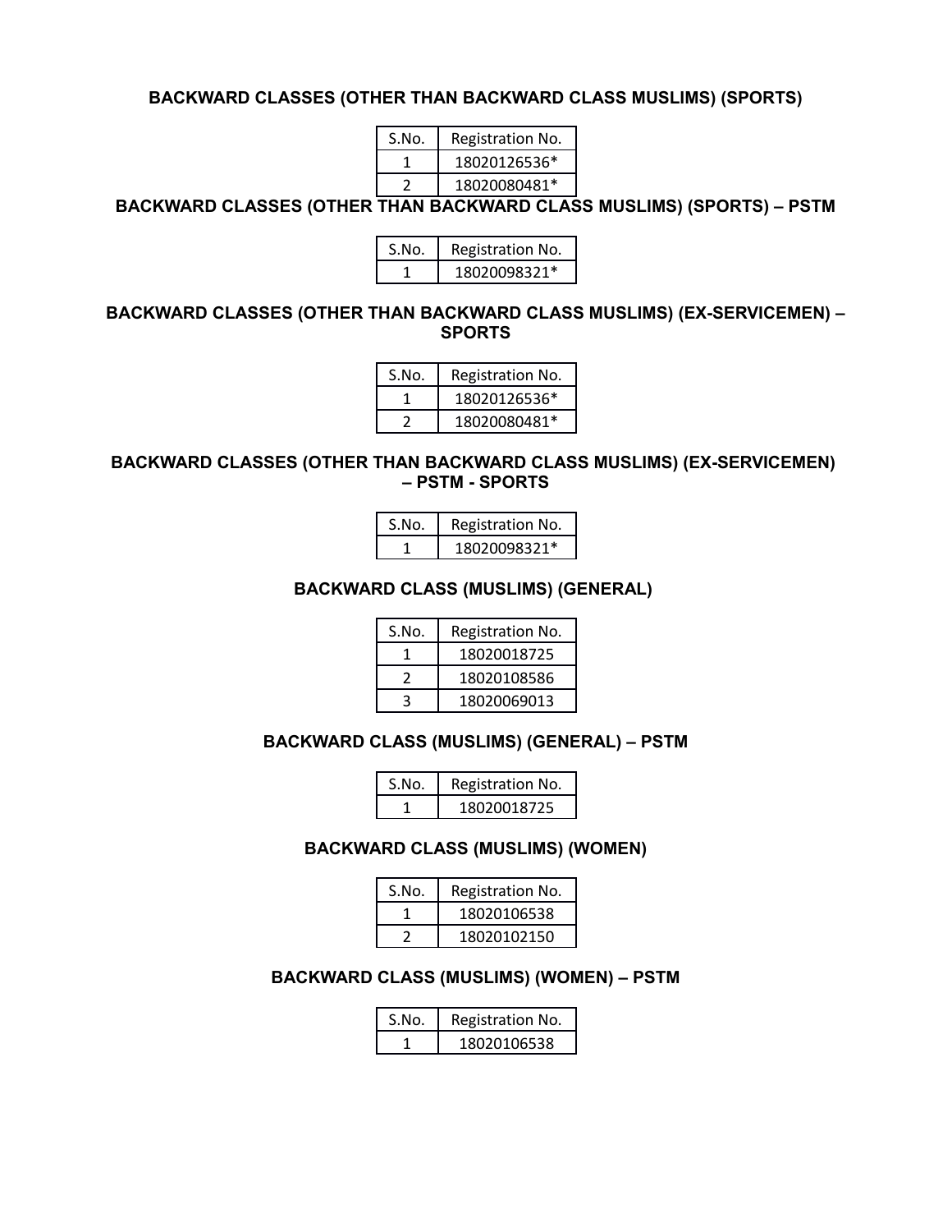### BACKWARD CLASSES (OTHER THAN BACKWARD CLASS MUSLIMS) (SPORTS)

| S.No. | Registration No. |
|---|---|
| 1 | 18020126536* |
| 2 | 18020080481* |

### BACKWARD CLASSES (OTHER THAN BACKWARD CLASS MUSLIMS) (SPORTS) – PSTM

| S.No. | Registration No. |
|---|---|
| 1 | 18020098321* |

### BACKWARD CLASSES (OTHER THAN BACKWARD CLASS MUSLIMS) (EX-SERVICEMEN) – SPORTS

| S.No. | Registration No. |
|---|---|
| 1 | 18020126536* |
| 2 | 18020080481* |

### BACKWARD CLASSES (OTHER THAN BACKWARD CLASS MUSLIMS) (EX-SERVICEMEN) – PSTM - SPORTS

| S.No. | Registration No. |
|---|---|
| 1 | 18020098321* |

### BACKWARD CLASS (MUSLIMS) (GENERAL)

| S.No. | Registration No. |
|---|---|
| 1 | 18020018725 |
| 2 | 18020108586 |
| 3 | 18020069013 |

### BACKWARD CLASS (MUSLIMS) (GENERAL) – PSTM

| S.No. | Registration No. |
|---|---|
| 1 | 18020018725 |

### BACKWARD CLASS (MUSLIMS) (WOMEN)

| S.No. | Registration No. |
|---|---|
| 1 | 18020106538 |
| 2 | 18020102150 |

### BACKWARD CLASS (MUSLIMS) (WOMEN) – PSTM

| S.No. | Registration No. |
|---|---|
| 1 | 18020106538 |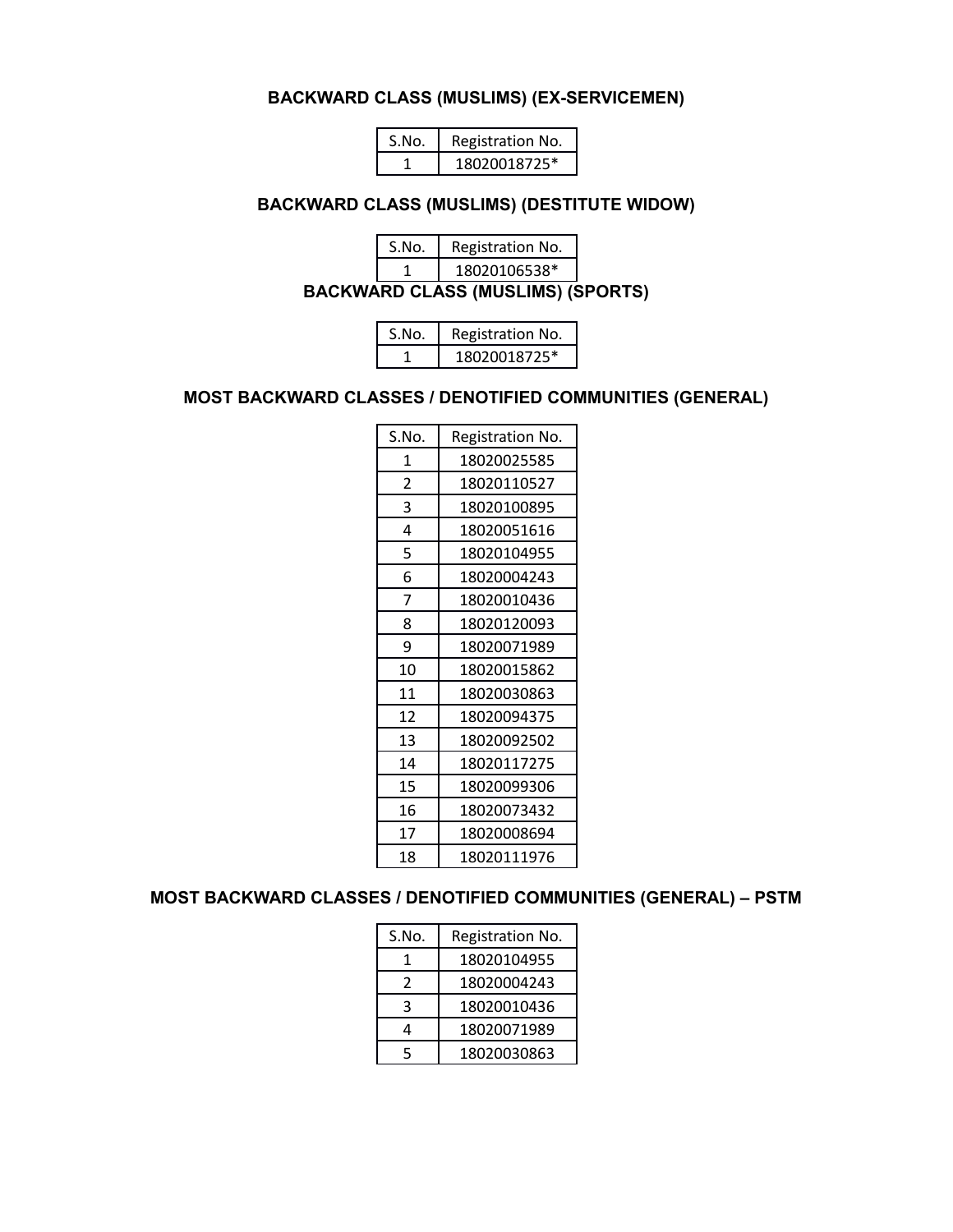### BACKWARD CLASS (MUSLIMS) (EX-SERVICEMEN)

| S.No. | Registration No. |
|---|---|
| 1 | 18020018725* |

### BACKWARD CLASS (MUSLIMS) (DESTITUTE WIDOW)

| S.No. | Registration No. |
|---|---|
| 1 | 18020106538* |

### BACKWARD CLASS (MUSLIMS) (SPORTS)

| S.No. | Registration No. |
|---|---|
| 1 | 18020018725* |

### MOST BACKWARD CLASSES / DENOTIFIED COMMUNITIES (GENERAL)

| S.No. | Registration No. |
|---|---|
| 1 | 18020025585 |
| 2 | 18020110527 |
| 3 | 18020100895 |
| 4 | 18020051616 |
| 5 | 18020104955 |
| 6 | 18020004243 |
| 7 | 18020010436 |
| 8 | 18020120093 |
| 9 | 18020071989 |
| 10 | 18020015862 |
| 11 | 18020030863 |
| 12 | 18020094375 |
| 13 | 18020092502 |
| 14 | 18020117275 |
| 15 | 18020099306 |
| 16 | 18020073432 |
| 17 | 18020008694 |
| 18 | 18020111976 |

### MOST BACKWARD CLASSES / DENOTIFIED COMMUNITIES (GENERAL) – PSTM

| S.No. | Registration No. |
|---|---|
| 1 | 18020104955 |
| 2 | 18020004243 |
| 3 | 18020010436 |
| 4 | 18020071989 |
| 5 | 18020030863 |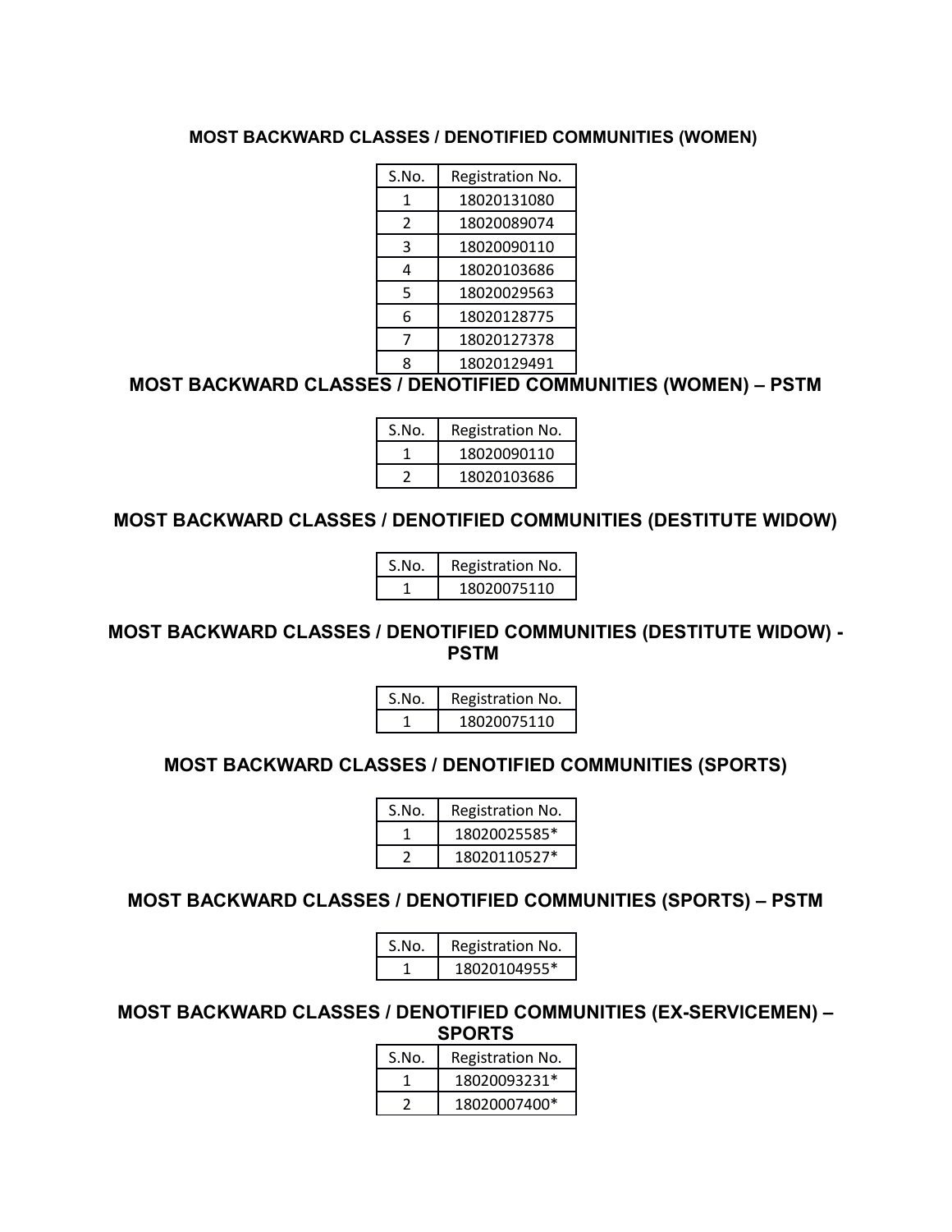## MOST BACKWARD CLASSES / DENOTIFIED COMMUNITIES (WOMEN)

| S.No. | Registration No. |
|---|---|
| 1 | 18020131080 |
| 2 | 18020089074 |
| 3 | 18020090110 |
| 4 | 18020103686 |
| 5 | 18020029563 |
| 6 | 18020128775 |
| 7 | 18020127378 |
| 8 | 18020129491 |

## MOST BACKWARD CLASSES / DENOTIFIED COMMUNITIES (WOMEN) – PSTM

| S.No. | Registration No. |
|---|---|
| 1 | 18020090110 |
| 2 | 18020103686 |

## MOST BACKWARD CLASSES / DENOTIFIED COMMUNITIES (DESTITUTE WIDOW)

| S.No. | Registration No. |
|---|---|
| 1 | 18020075110 |

## MOST BACKWARD CLASSES / DENOTIFIED COMMUNITIES (DESTITUTE WIDOW) - PSTM

| S.No. | Registration No. |
|---|---|
| 1 | 18020075110 |

## MOST BACKWARD CLASSES / DENOTIFIED COMMUNITIES (SPORTS)

| S.No. | Registration No. |
|---|---|
| 1 | 18020025585* |
| 2 | 18020110527* |

## MOST BACKWARD CLASSES / DENOTIFIED COMMUNITIES (SPORTS) – PSTM

| S.No. | Registration No. |
|---|---|
| 1 | 18020104955* |

## MOST BACKWARD CLASSES / DENOTIFIED COMMUNITIES (EX-SERVICEMEN) – SPORTS

| S.No. | Registration No. |
|---|---|
| 1 | 18020093231* |
| 2 | 18020007400* |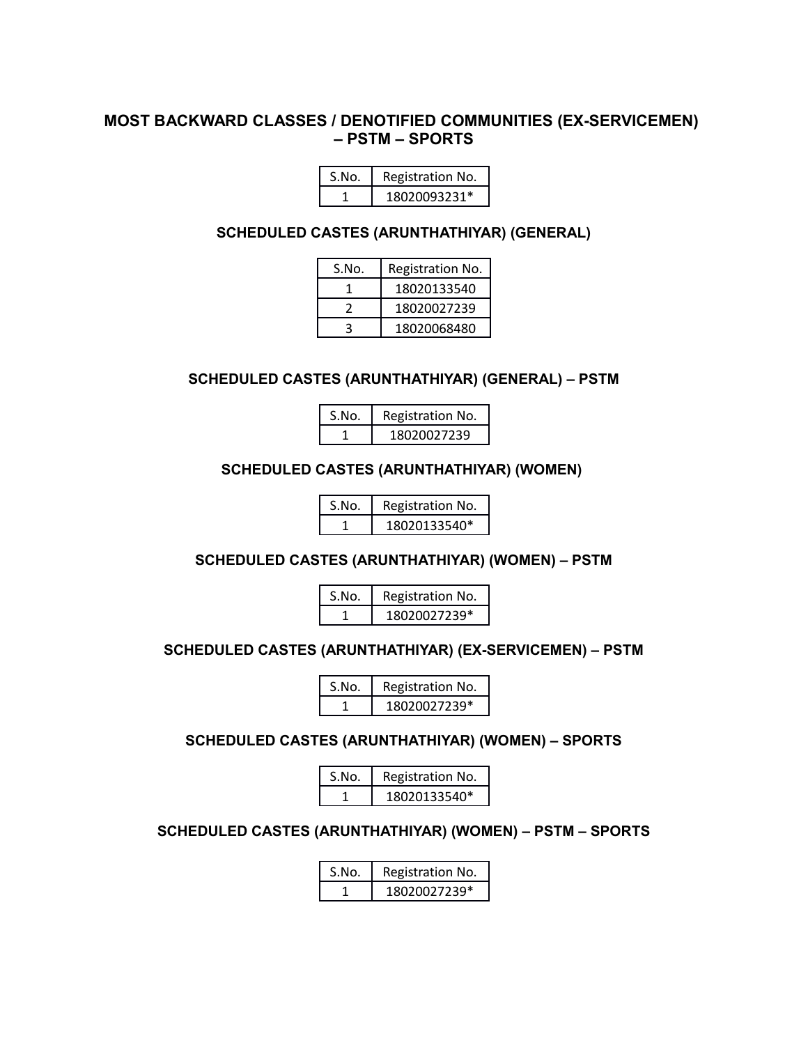## MOST BACKWARD CLASSES / DENOTIFIED COMMUNITIES (EX-SERVICEMEN) – PSTM – SPORTS

| S.No. | Registration No. |
|---|---|
| 1 | 18020093231* |

## SCHEDULED CASTES (ARUNTHATHIYAR) (GENERAL)

| S.No. | Registration No. |
|---|---|
| 1 | 18020133540 |
| 2 | 18020027239 |
| 3 | 18020068480 |

## SCHEDULED CASTES (ARUNTHATHIYAR) (GENERAL) – PSTM

| S.No. | Registration No. |
|---|---|
| 1 | 18020027239 |

## SCHEDULED CASTES (ARUNTHATHIYAR) (WOMEN)

| S.No. | Registration No. |
|---|---|
| 1 | 18020133540* |

## SCHEDULED CASTES (ARUNTHATHIYAR) (WOMEN) – PSTM

| S.No. | Registration No. |
|---|---|
| 1 | 18020027239* |

## SCHEDULED CASTES (ARUNTHATHIYAR) (EX-SERVICEMEN) – PSTM

| S.No. | Registration No. |
|---|---|
| 1 | 18020027239* |

## SCHEDULED CASTES (ARUNTHATHIYAR) (WOMEN) – SPORTS

| S.No. | Registration No. |
|---|---|
| 1 | 18020133540* |

## SCHEDULED CASTES (ARUNTHATHIYAR) (WOMEN) – PSTM – SPORTS

| S.No. | Registration No. |
|---|---|
| 1 | 18020027239* |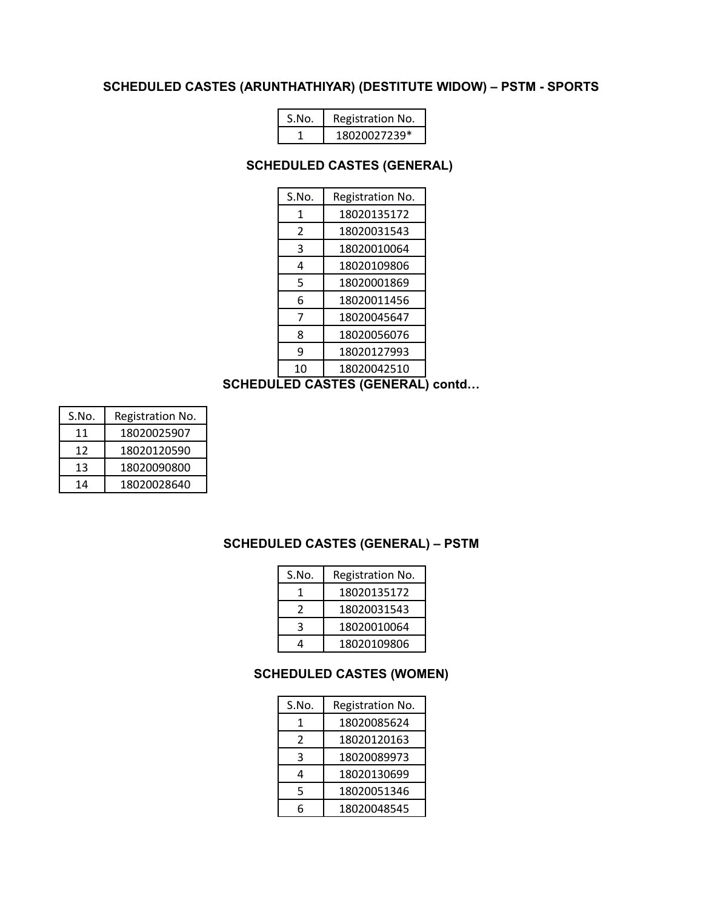### SCHEDULED CASTES (ARUNTHATHIYAR) (DESTITUTE WIDOW) – PSTM - SPORTS

| S.No. | Registration No. |
|---|---|
| 1 | 18020027239* |

### SCHEDULED CASTES (GENERAL)

| S.No. | Registration No. |
|---|---|
| 1 | 18020135172 |
| 2 | 18020031543 |
| 3 | 18020010064 |
| 4 | 18020109806 |
| 5 | 18020001869 |
| 6 | 18020011456 |
| 7 | 18020045647 |
| 8 | 18020056076 |
| 9 | 18020127993 |
| 10 | 18020042510 |

### SCHEDULED CASTES (GENERAL) contd…

| S.No. | Registration No. |
|---|---|
| 11 | 18020025907 |
| 12 | 18020120590 |
| 13 | 18020090800 |
| 14 | 18020028640 |

### SCHEDULED CASTES (GENERAL) – PSTM

| S.No. | Registration No. |
|---|---|
| 1 | 18020135172 |
| 2 | 18020031543 |
| 3 | 18020010064 |
| 4 | 18020109806 |

### SCHEDULED CASTES (WOMEN)

| S.No. | Registration No. |
|---|---|
| 1 | 18020085624 |
| 2 | 18020120163 |
| 3 | 18020089973 |
| 4 | 18020130699 |
| 5 | 18020051346 |
| 6 | 18020048545 |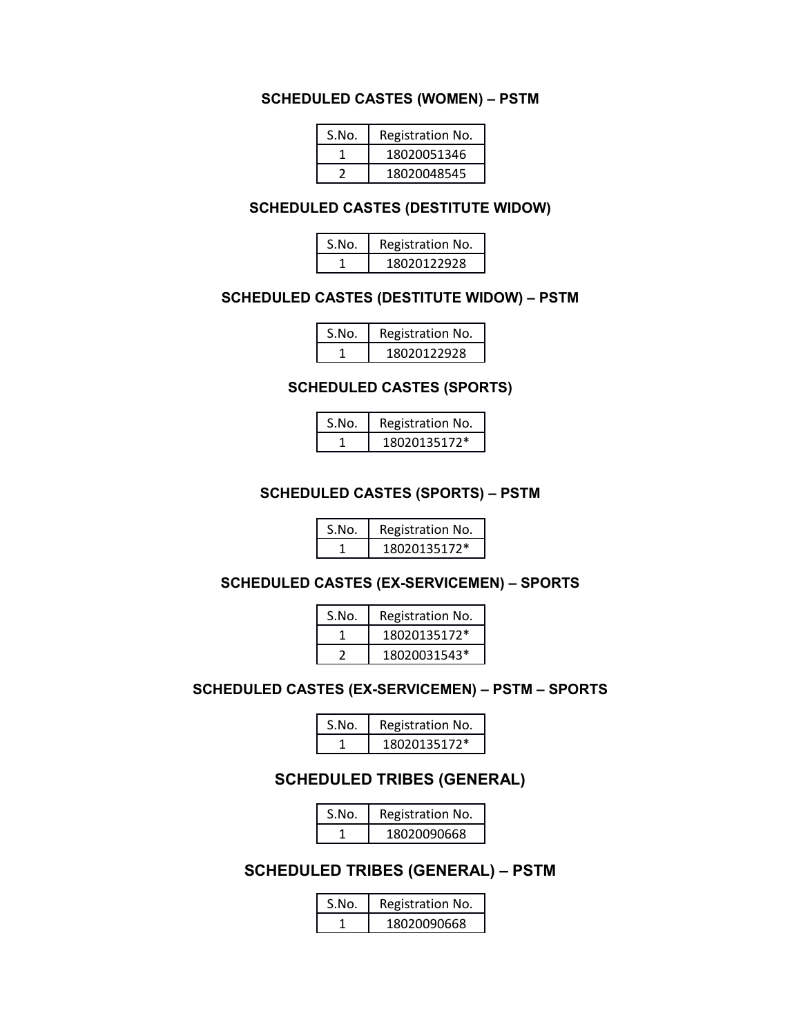**SCHEDULED CASTES (WOMEN) – PSTM**

| S.No. | Registration No. |
|---|---|
| 1 | 18020051346 |
| 2 | 18020048545 |

**SCHEDULED CASTES (DESTITUTE WIDOW)**

| S.No. | Registration No. |
|---|---|
| 1 | 18020122928 |

**SCHEDULED CASTES (DESTITUTE WIDOW) – PSTM**

| S.No. | Registration No. |
|---|---|
| 1 | 18020122928 |

**SCHEDULED CASTES (SPORTS)**

| S.No. | Registration No. |
|---|---|
| 1 | 18020135172* |

**SCHEDULED CASTES (SPORTS) – PSTM**

| S.No. | Registration No. |
|---|---|
| 1 | 18020135172* |

**SCHEDULED CASTES (EX-SERVICEMEN) – SPORTS**

| S.No. | Registration No. |
|---|---|
| 1 | 18020135172* |
| 2 | 18020031543* |

**SCHEDULED CASTES (EX-SERVICEMEN) – PSTM – SPORTS**

| S.No. | Registration No. |
|---|---|
| 1 | 18020135172* |

**SCHEDULED TRIBES (GENERAL)**

| S.No. | Registration No. |
|---|---|
| 1 | 18020090668 |

**SCHEDULED TRIBES (GENERAL) – PSTM**

| S.No. | Registration No. |
|---|---|
| 1 | 18020090668 |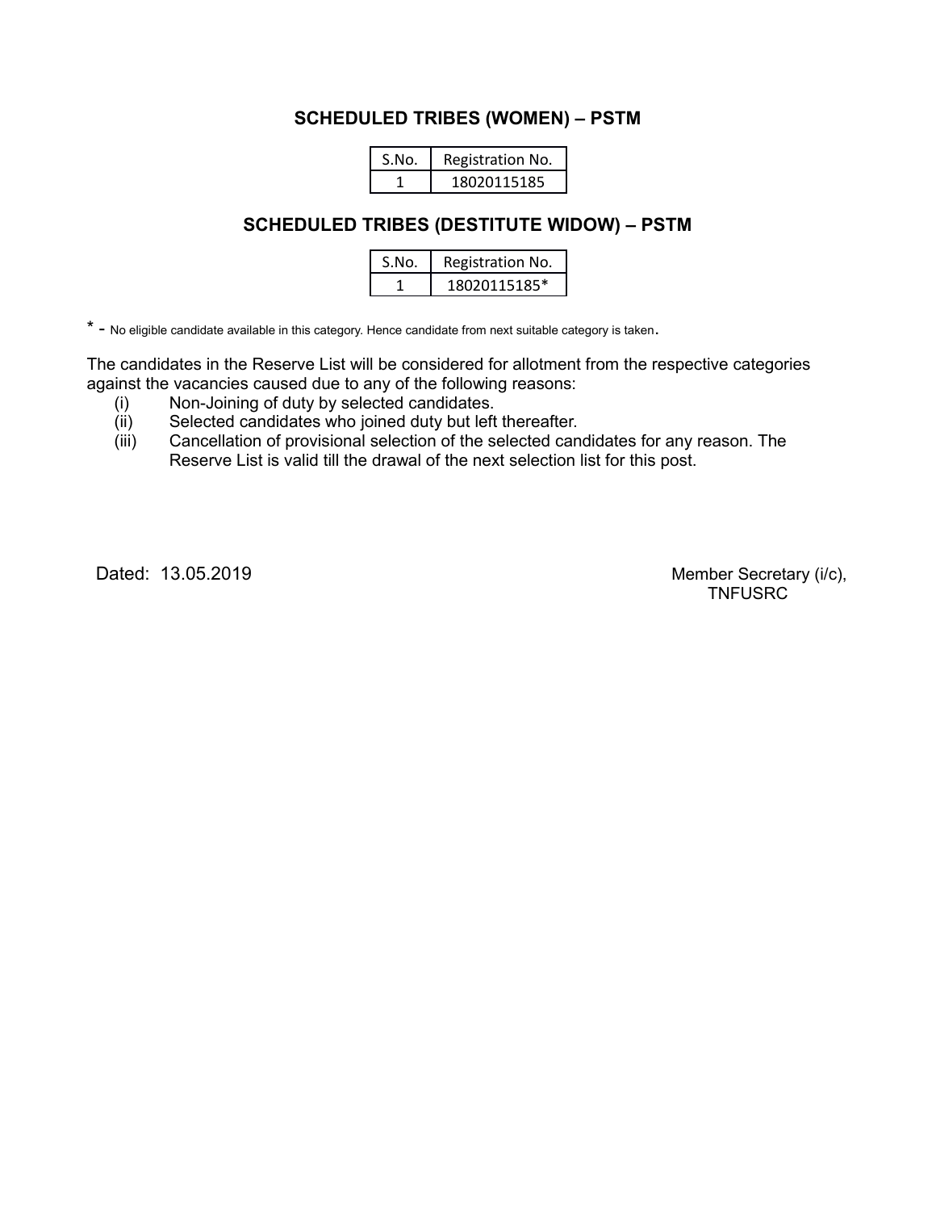## SCHEDULED TRIBES (WOMEN) – PSTM

| S.No. | Registration No. |
|---|---|
| 1 | 18020115185 |

## SCHEDULED TRIBES (DESTITUTE WIDOW) – PSTM

| S.No. | Registration No. |
|---|---|
| 1 | 18020115185* |

* - No eligible candidate available in this category. Hence candidate from next suitable category is taken.

The candidates in the Reserve List will be considered for allotment from the respective categories against the vacancies caused due to any of the following reasons:

- (i) Non-Joining of duty by selected candidates.
- (ii) Selected candidates who joined duty but left thereafter.
- (iii) Cancellation of provisional selection of the selected candidates for any reason. The Reserve List is valid till the drawal of the next selection list for this post.

Dated: 13.05.2019

Member Secretary (i/c),
TNFUSRC